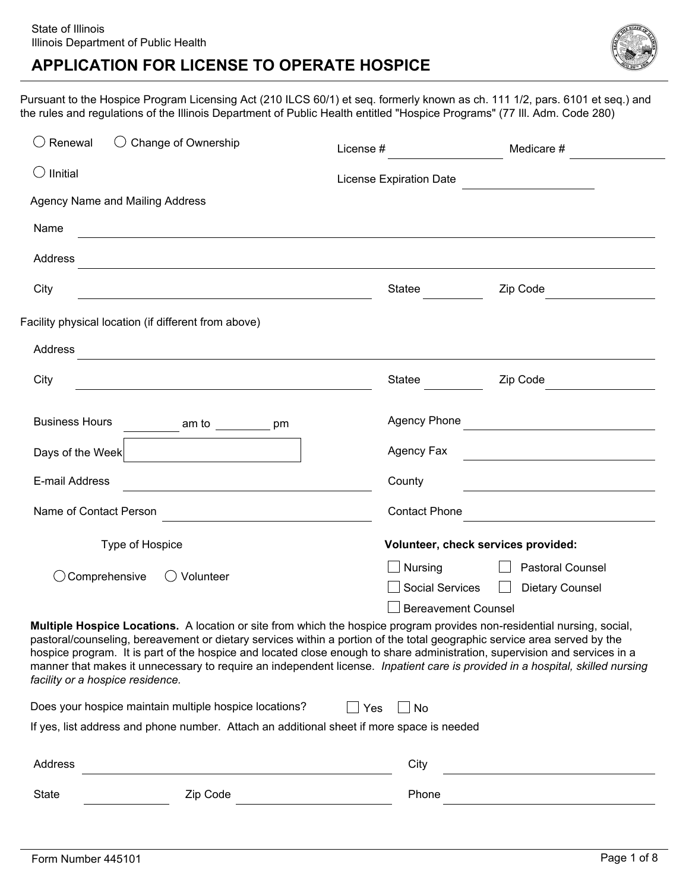State of Illinois
Illinois Department of Public Health

# APPLICATION FOR LICENSE TO OPERATE HOSPICE

Pursuant to the Hospice Program Licensing Act (210 ILCS 60/1) et seq. formerly known as ch. 111 1/2, pars. 6101 et seq.) and the rules and regulations of the Illinois Department of Public Health entitled "Hospice Programs" (77 Ill. Adm. Code 280)

○ Renewal ○ Change of Ownership

○ IInitial

License # ____________ Medicare # ____________

License Expiration Date ____________

Agency Name and Mailing Address

Name ____________

Address ____________

City ____________ Statee ____________ Zip Code ____________

Facility physical location (if different from above)

Address ____________

City ____________ Statee ____________ Zip Code ____________

Business Hours ________ am to ________ pm

Days of the Week ____________

E-mail Address ____________

Name of Contact Person ____________

Agency Phone ____________

Agency Fax ____________

County ____________

Contact Phone ____________

Type of Hospice

○ Comprehensive ○ Volunteer

**Volunteer, check services provided:**

☐ Nursing ☐ Pastoral Counsel

☐ Social Services ☐ Dietary Counsel

☐ Bereavement Counsel

**Multiple Hospice Locations.** A location or site from which the hospice program provides non-residential nursing, social, pastoral/counseling, bereavement or dietary services within a portion of the total geographic service area served by the hospice program. It is part of the hospice and located close enough to share administration, supervision and services in a manner that makes it unnecessary to require an independent license. *Inpatient care is provided in a hospital, skilled nursing facility or a hospice residence.*

Does your hospice maintain multiple hospice locations? ☐ Yes ☐ No

If yes, list address and phone number. Attach an additional sheet if more space is needed

Address ____________ City ____________

State ____________ Zip Code ____________ Phone ____________

Form Number 445101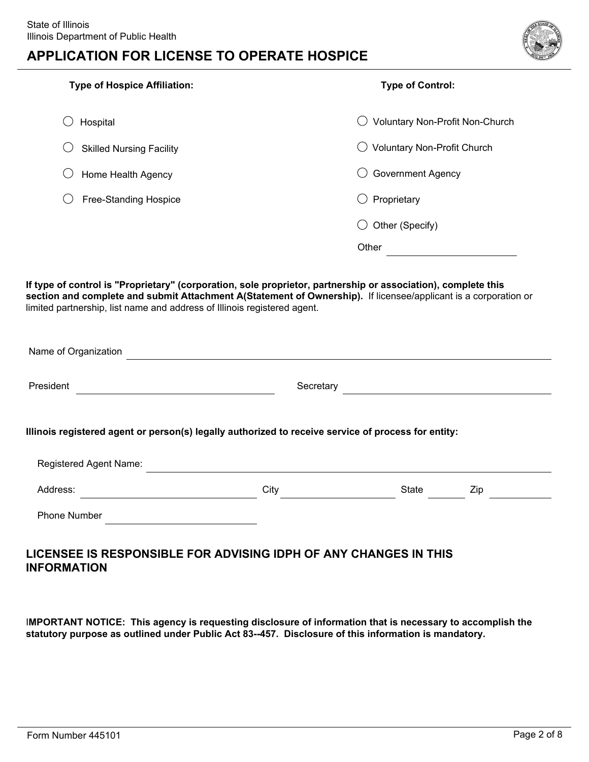State of Illinois
Illinois Department of Public Health

# APPLICATION FOR LICENSE TO OPERATE HOSPICE

**Type of Hospice Affiliation:**

- ◯ Hospital
- ◯ Skilled Nursing Facility
- ◯ Home Health Agency
- ◯ Free-Standing Hospice

**Type of Control:**

- ◯ Voluntary Non-Profit Non-Church
- ◯ Voluntary Non-Profit Church
- ◯ Government Agency
- ◯ Proprietary
- ◯ Other (Specify)

Other ______________________

**If type of control is "Proprietary" (corporation, sole proprietor, partnership or association), complete this section and complete and submit Attachment A(Statement of Ownership).** If licensee/applicant is a corporation or limited partnership, list name and address of Illinois registered agent.

Name of Organization ______________________________________________

President ______________________ Secretary ______________________

**Illinois registered agent or person(s) legally authorized to receive service of process for entity:**

Registered Agent Name: ______________________________________________

Address: ______________________ City ______________ State ______ Zip ________

Phone Number ______________________

## LICENSEE IS RESPONSIBLE FOR ADVISING IDPH OF ANY CHANGES IN THIS INFORMATION

**IMPORTANT NOTICE: This agency is requesting disclosure of information that is necessary to accomplish the statutory purpose as outlined under Public Act 83--457. Disclosure of this information is mandatory.**

Form Number 445101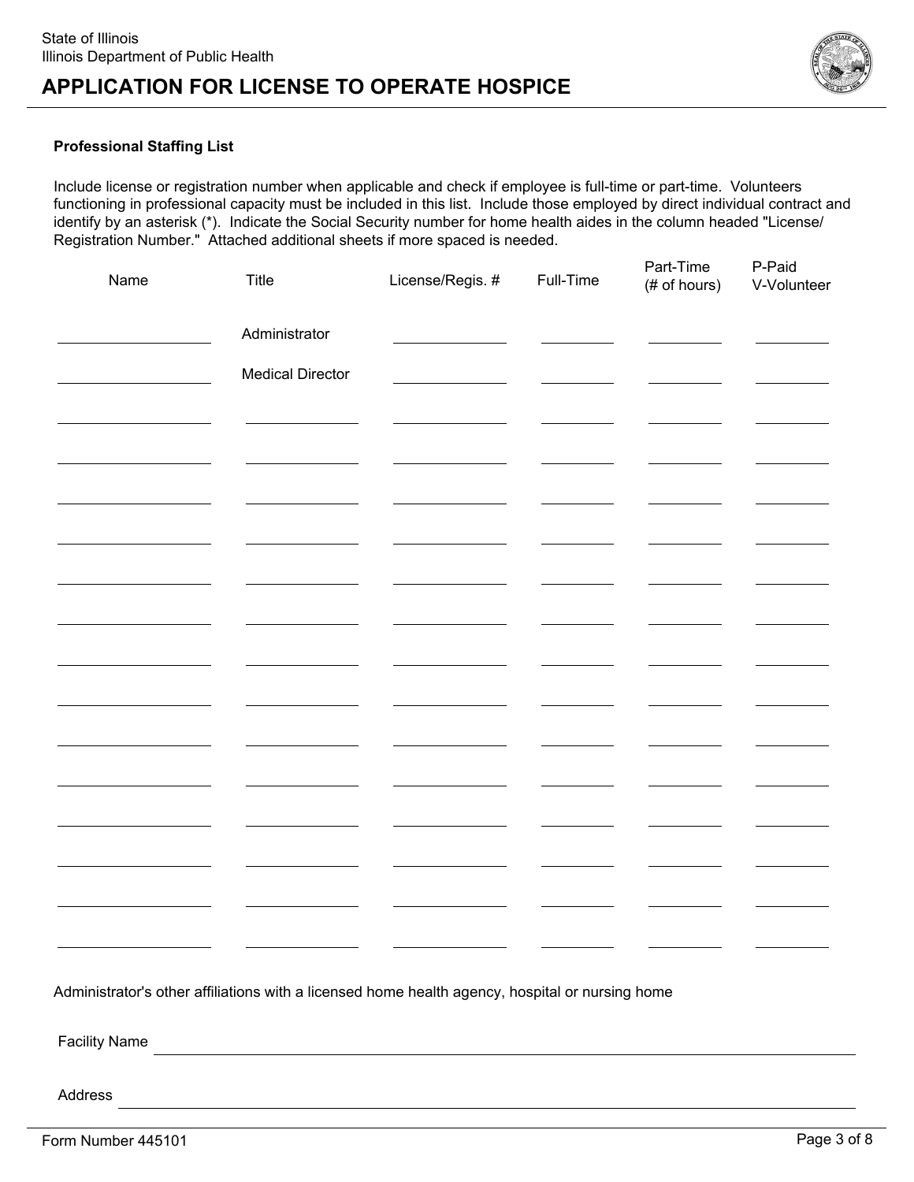State of Illinois
Illinois Department of Public Health

# APPLICATION FOR LICENSE TO OPERATE HOSPICE

**Professional Staffing List**

Include license or registration number when applicable and check if employee is full-time or part-time. Volunteers functioning in professional capacity must be included in this list. Include those employed by direct individual contract and identify by an asterisk (*). Indicate the Social Security number for home health aides in the column headed "License/ Registration Number." Attached additional sheets if more spaced is needed.

| Name | Title | License/Regis. # | Full-Time | Part-Time (# of hours) | P-Paid V-Volunteer |
|---|---|---|---|---|---|
| | Administrator | | | | |
| | Medical Director | | | | |
| | | | | | |
| | | | | | |
| | | | | | |
| | | | | | |
| | | | | | |
| | | | | | |
| | | | | | |
| | | | | | |
| | | | | | |
| | | | | | |
| | | | | | |
| | | | | | |
| | | | | | |
| | | | | | |

Administrator's other affiliations with a licensed home health agency, hospital or nursing home

Facility Name ____________________

Address ____________________

Form Number 445101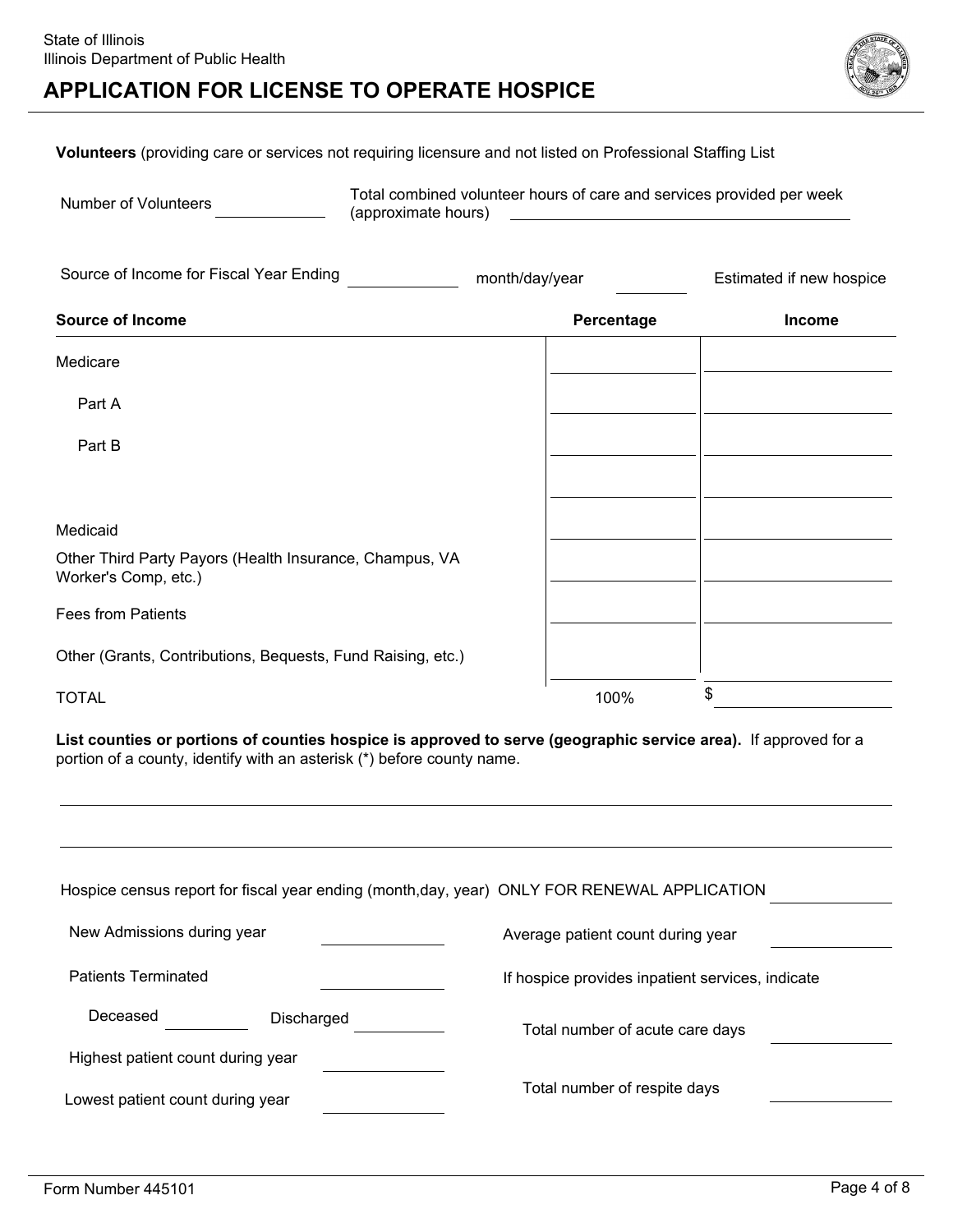State of Illinois
Illinois Department of Public Health

# APPLICATION FOR LICENSE TO OPERATE HOSPICE

**Volunteers** (providing care or services not requiring licensure and not listed on Professional Staffing List

Number of Volunteers ____________ Total combined volunteer hours of care and services provided per week (approximate hours) ____________________________

Source of Income for Fiscal Year Ending ____________ month/day/year ________ Estimated if new hospice

| Source of Income | Percentage | Income |
|---|---|---|
| Medicare | | |
| Part A | | |
| Part B | | |
| | | |
| Medicaid | | |
| Other Third Party Payors (Health Insurance, Champus, VA Worker's Comp, etc.) | | |
| Fees from Patients | | |
| Other (Grants, Contributions, Bequests, Fund Raising, etc.) | | |
| TOTAL | 100% | $ |

**List counties or portions of counties hospice is approved to serve (geographic service area).** If approved for a portion of a county, identify with an asterisk (*) before county name.

______________________________________________________________________

______________________________________________________________________

Hospice census report for fiscal year ending (month,day, year) ONLY FOR RENEWAL APPLICATION ____________

New Admissions during year ____________

Patients Terminated ____________

Deceased ________ Discharged ________

Highest patient count during year ____________

Lowest patient count during year ____________

Average patient count during year ____________

If hospice provides inpatient services, indicate

Total number of acute care days ____________

Total number of respite days ____________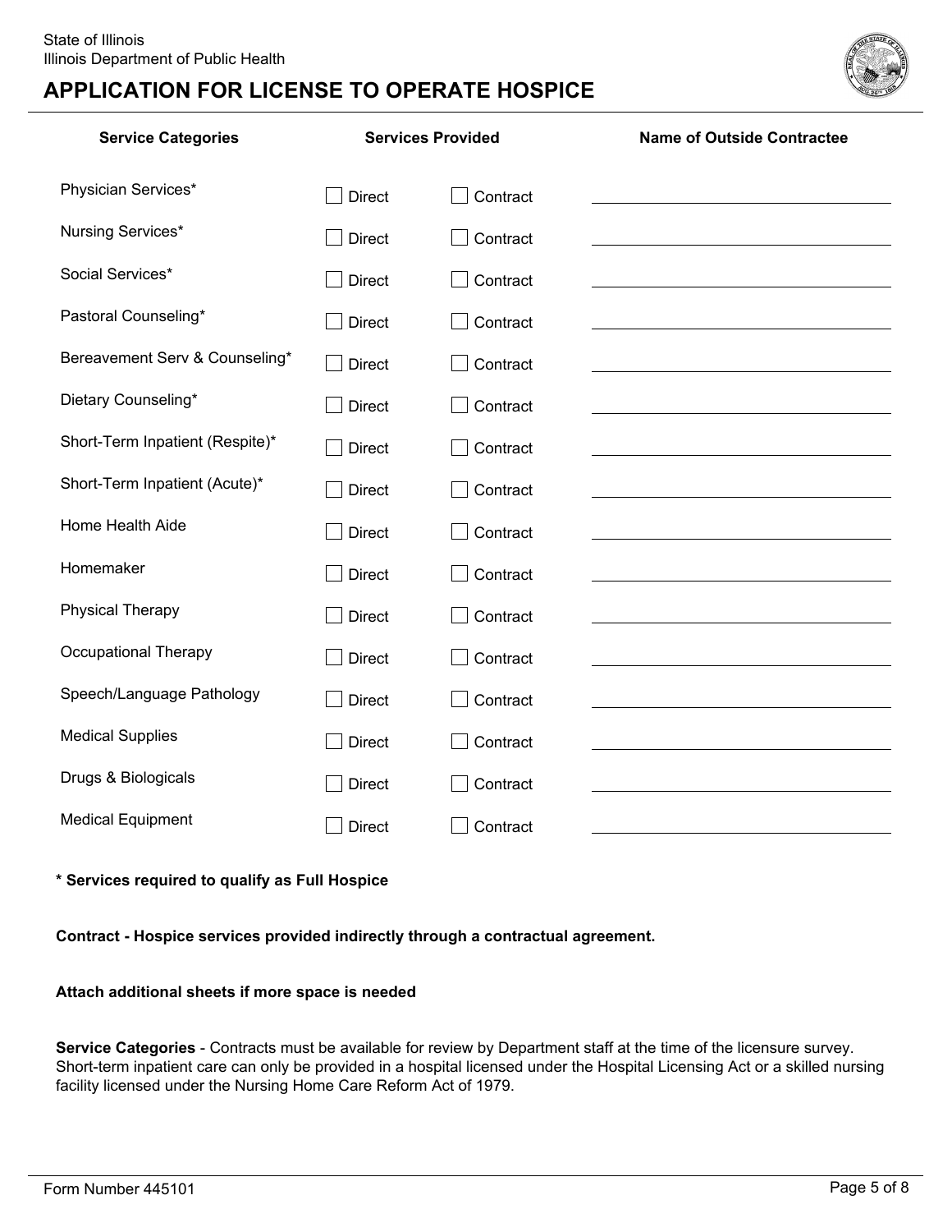State of Illinois
Illinois Department of Public Health

# APPLICATION FOR LICENSE TO OPERATE HOSPICE

| Service Categories | Services Provided | | Name of Outside Contractee |
|---|---|---|---|
| Physician Services* | ☐ Direct | ☐ Contract | |
| Nursing Services* | ☐ Direct | ☐ Contract | |
| Social Services* | ☐ Direct | ☐ Contract | |
| Pastoral Counseling* | ☐ Direct | ☐ Contract | |
| Bereavement Serv & Counseling* | ☐ Direct | ☐ Contract | |
| Dietary Counseling* | ☐ Direct | ☐ Contract | |
| Short-Term Inpatient (Respite)* | ☐ Direct | ☐ Contract | |
| Short-Term Inpatient (Acute)* | ☐ Direct | ☐ Contract | |
| Home Health Aide | ☐ Direct | ☐ Contract | |
| Homemaker | ☐ Direct | ☐ Contract | |
| Physical Therapy | ☐ Direct | ☐ Contract | |
| Occupational Therapy | ☐ Direct | ☐ Contract | |
| Speech/Language Pathology | ☐ Direct | ☐ Contract | |
| Medical Supplies | ☐ Direct | ☐ Contract | |
| Drugs & Biologicals | ☐ Direct | ☐ Contract | |
| Medical Equipment | ☐ Direct | ☐ Contract | |

**\* Services required to qualify as Full Hospice**

**Contract - Hospice services provided indirectly through a contractual agreement.**

**Attach additional sheets if more space is needed**

**Service Categories** - Contracts must be available for review by Department staff at the time of the licensure survey. Short-term inpatient care can only be provided in a hospital licensed under the Hospital Licensing Act or a skilled nursing facility licensed under the Nursing Home Care Reform Act of 1979.

Form Number 445101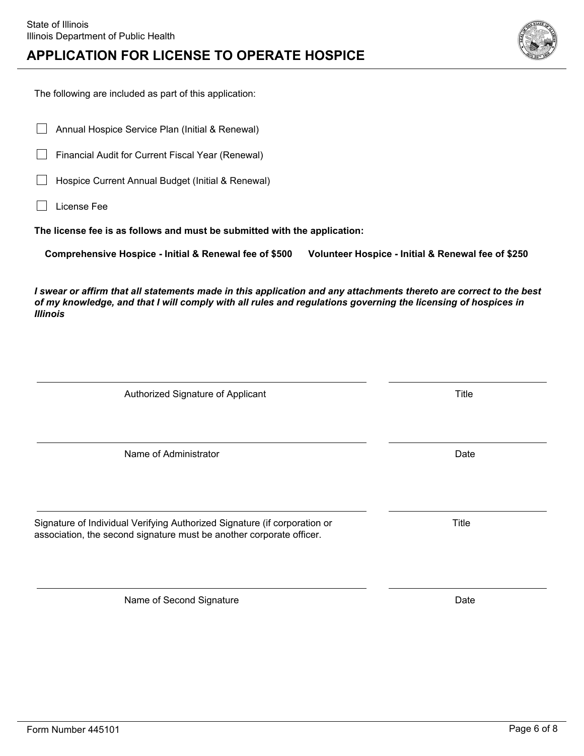State of Illinois
Illinois Department of Public Health

# APPLICATION FOR LICENSE TO OPERATE HOSPICE

The following are included as part of this application:

- ☐ Annual Hospice Service Plan (Initial & Renewal)
- ☐ Financial Audit for Current Fiscal Year (Renewal)
- ☐ Hospice Current Annual Budget (Initial & Renewal)
- ☐ License Fee

**The license fee is as follows and must be submitted with the application:**

**Comprehensive Hospice - Initial & Renewal fee of $500** **Volunteer Hospice - Initial & Renewal fee of $250**

***I swear or affirm that all statements made in this application and any attachments thereto are correct to the best of my knowledge, and that I will comply with all rules and regulations governing the licensing of hospices in Illinois***

| | |
|---|---|
| Authorized Signature of Applicant | Title |
| Name of Administrator | Date |
| Signature of Individual Verifying Authorized Signature (if corporation or association, the second signature must be another corporate officer. | Title |
| Name of Second Signature | Date |

Form Number 445101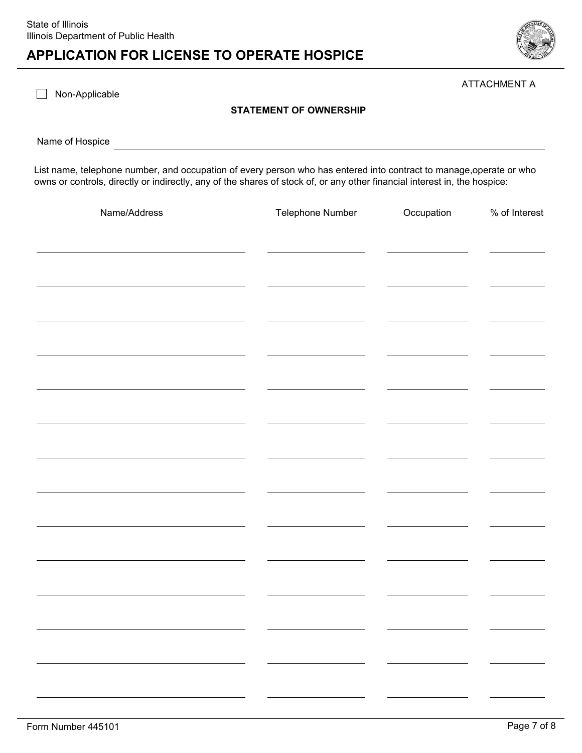State of Illinois
Illinois Department of Public Health

# APPLICATION FOR LICENSE TO OPERATE HOSPICE

ATTACHMENT A

☐ Non-Applicable

**STATEMENT OF OWNERSHIP**

Name of Hospice \_\_\_\_\_\_\_\_\_\_\_\_\_\_\_\_\_\_\_\_\_\_\_\_\_\_\_\_\_\_\_\_\_\_\_\_\_\_\_\_

List name, telephone number, and occupation of every person who has entered into contract to manage,operate or who owns or controls, directly or indirectly, any of the shares of stock of, or any other financial interest in, the hospice:

| Name/Address | Telephone Number | Occupation | % of Interest |
|---|---|---|---|
| | | | |
| | | | |
| | | | |
| | | | |
| | | | |
| | | | |
| | | | |
| | | | |
| | | | |
| | | | |
| | | | |
| | | | |
| | | | |
| | | | |

Form Number 445101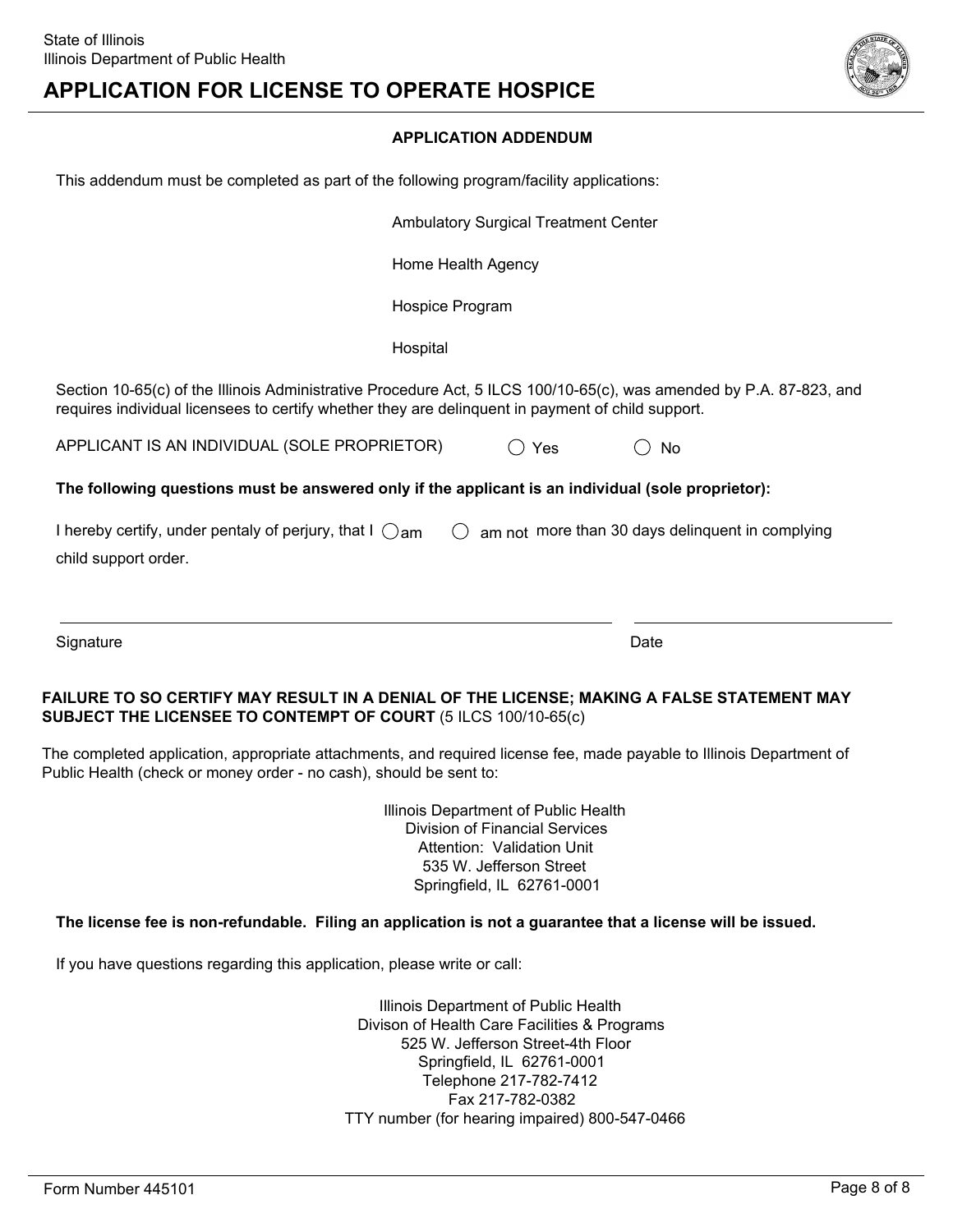State of Illinois
Illinois Department of Public Health

# APPLICATION FOR LICENSE TO OPERATE HOSPICE

**APPLICATION ADDENDUM**

This addendum must be completed as part of the following program/facility applications:

Ambulatory Surgical Treatment Center

Home Health Agency

Hospice Program

Hospital

Section 10-65(c) of the Illinois Administrative Procedure Act, 5 ILCS 100/10-65(c), was amended by P.A. 87-823, and requires individual licensees to certify whether they are delinquent in payment of child support.

APPLICANT IS AN INDIVIDUAL (SOLE PROPRIETOR) ◯ Yes ◯ No

**The following questions must be answered only if the applicant is an individual (sole proprietor):**

I hereby certify, under pentaly of perjury, that I ◯ am ◯ am not more than 30 days delinquent in complying child support order.

Signature _______________ Date _______________

**FAILURE TO SO CERTIFY MAY RESULT IN A DENIAL OF THE LICENSE; MAKING A FALSE STATEMENT MAY SUBJECT THE LICENSEE TO CONTEMPT OF COURT** (5 ILCS 100/10-65(c)

The completed application, appropriate attachments, and required license fee, made payable to Illinois Department of Public Health (check or money order - no cash), should be sent to:

Illinois Department of Public Health
Division of Financial Services
Attention: Validation Unit
535 W. Jefferson Street
Springfield, IL 62761-0001

**The license fee is non-refundable. Filing an application is not a guarantee that a license will be issued.**

If you have questions regarding this application, please write or call:

Illinois Department of Public Health
Divison of Health Care Facilities & Programs
525 W. Jefferson Street-4th Floor
Springfield, IL 62761-0001
Telephone 217-782-7412
Fax 217-782-0382
TTY number (for hearing impaired) 800-547-0466

Form Number 445101